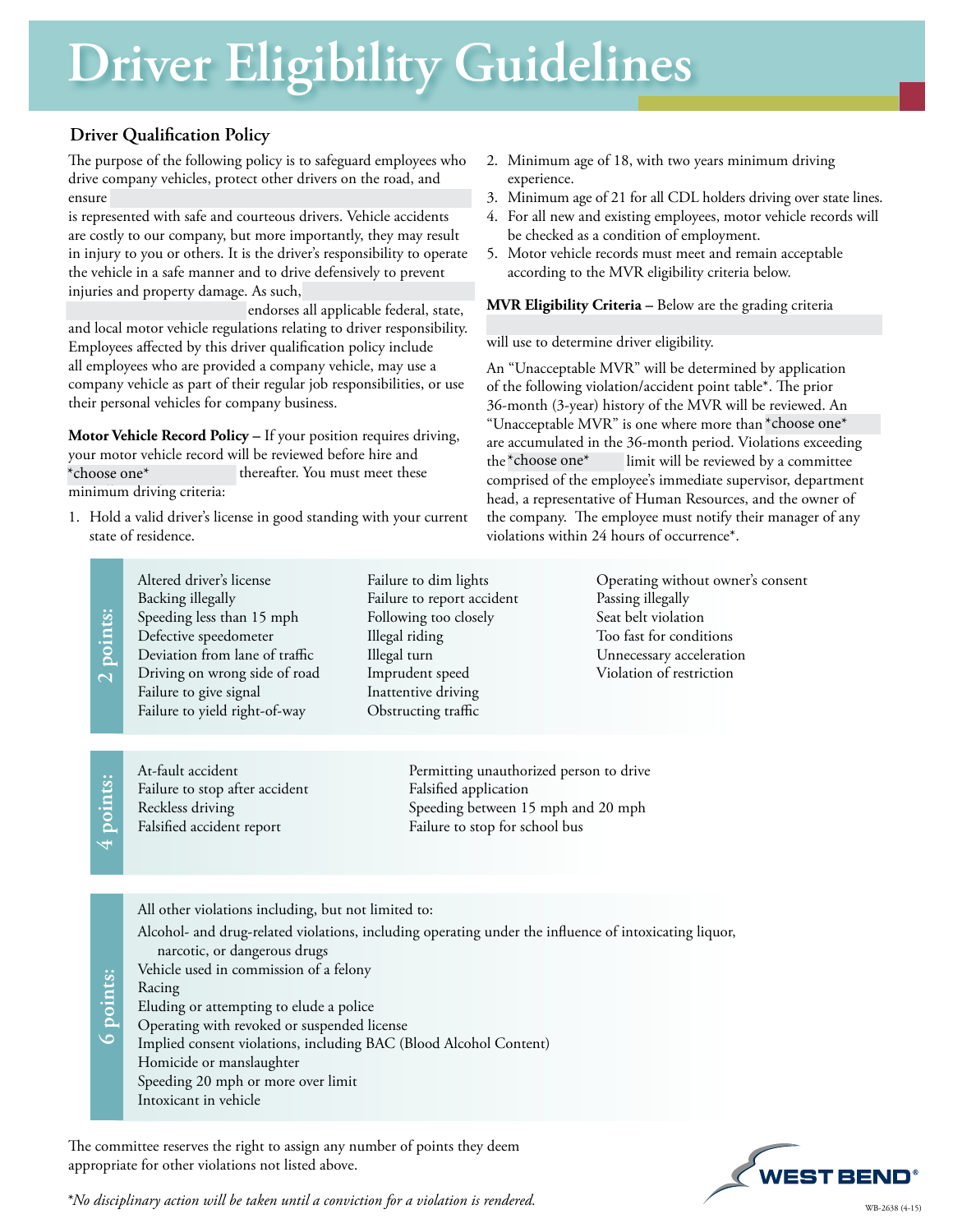# Driver Eligibility Guidelines

## Driver Qualification Policy

The purpose of the following policy is to safeguard employees who drive company vehicles, protect other drivers on the road, and ensure

is represented with safe and courteous drivers. Vehicle accidents are costly to our company, but more importantly, they may result in injury to you or others. It is the driver's responsibility to operate the vehicle in a safe manner and to drive defensively to prevent injuries and property damage. As such,

endorses all applicable federal, state, and local motor vehicle regulations relating to driver responsibility. Employees affected by this driver qualification policy include all employees who are provided a company vehicle, may use a company vehicle as part of their regular job responsibilities, or use their personal vehicles for company business.

**Motor Vehicle Record Policy –** If your position requires driving, your motor vehicle record will be reviewed before hire and *choose one* thereafter. You must meet these minimum driving criteria:

1. Hold a valid driver's license in good standing with your current state of residence.
2. Minimum age of 18, with two years minimum driving experience.
3. Minimum age of 21 for all CDL holders driving over state lines.
4. For all new and existing employees, motor vehicle records will be checked as a condition of employment.
5. Motor vehicle records must meet and remain acceptable according to the MVR eligibility criteria below.

**MVR Eligibility Criteria –** Below are the grading criteria

will use to determine driver eligibility.

An "Unacceptable MVR" will be determined by application of the following violation/accident point table*. The prior 36-month (3-year) history of the MVR will be reviewed. An "Unacceptable MVR" is one where more than *choose one* are accumulated in the 36-month period. Violations exceeding the *choose one* limit will be reviewed by a committee comprised of the employee's immediate supervisor, department head, a representative of Human Resources, and the owner of the company. The employee must notify their manager of any violations within 24 hours of occurrence*.

**2 points:**

- Altered driver's license
- Backing illegally
- Speeding less than 15 mph
- Defective speedometer
- Deviation from lane of traffic
- Driving on wrong side of road
- Failure to give signal
- Failure to yield right-of-way
- Failure to dim lights
- Failure to report accident
- Following too closely
- Illegal riding
- Illegal turn
- Imprudent speed
- Inattentive driving
- Obstructing traffic
- Operating without owner's consent
- Passing illegally
- Seat belt violation
- Too fast for conditions
- Unnecessary acceleration
- Violation of restriction

**4 points:**

- At-fault accident
- Failure to stop after accident
- Reckless driving
- Falsified accident report
- Permitting unauthorized person to drive
- Falsified application
- Speeding between 15 mph and 20 mph
- Failure to stop for school bus

**6 points:**

All other violations including, but not limited to:

- Alcohol- and drug-related violations, including operating under the influence of intoxicating liquor, narcotic, or dangerous drugs
- Vehicle used in commission of a felony
- Racing
- Eluding or attempting to elude a police
- Operating with revoked or suspended license
- Implied consent violations, including BAC (Blood Alcohol Content)
- Homicide or manslaughter
- Speeding 20 mph or more over limit
- Intoxicant in vehicle

The committee reserves the right to assign any number of points they deem appropriate for other violations not listed above.

*\*No disciplinary action will be taken until a conviction for a violation is rendered.*

WEST BEND®

WB-2638 (4-15)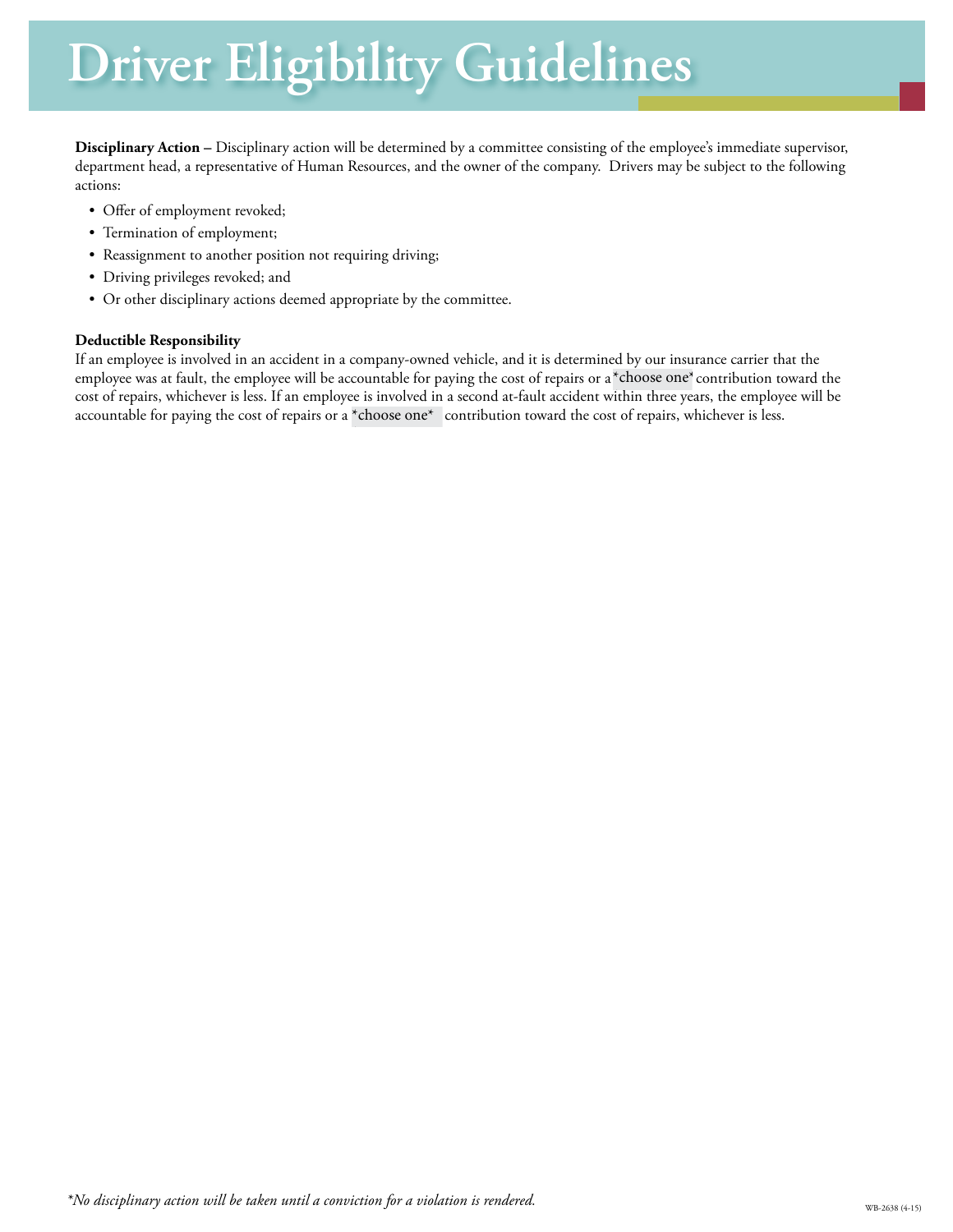# Driver Eligibility Guidelines

**Disciplinary Action –** Disciplinary action will be determined by a committee consisting of the employee's immediate supervisor, department head, a representative of Human Resources, and the owner of the company. Drivers may be subject to the following actions:

- Offer of employment revoked;
- Termination of employment;
- Reassignment to another position not requiring driving;
- Driving privileges revoked; and
- Or other disciplinary actions deemed appropriate by the committee.

**Deductible Responsibility**

If an employee is involved in an accident in a company-owned vehicle, and it is determined by our insurance carrier that the employee was at fault, the employee will be accountable for paying the cost of repairs or a *choose one* contribution toward the cost of repairs, whichever is less. If an employee is involved in a second at-fault accident within three years, the employee will be accountable for paying the cost of repairs or a *choose one* contribution toward the cost of repairs, whichever is less.

*\*No disciplinary action will be taken until a conviction for a violation is rendered.*

WB-2638 (4-15)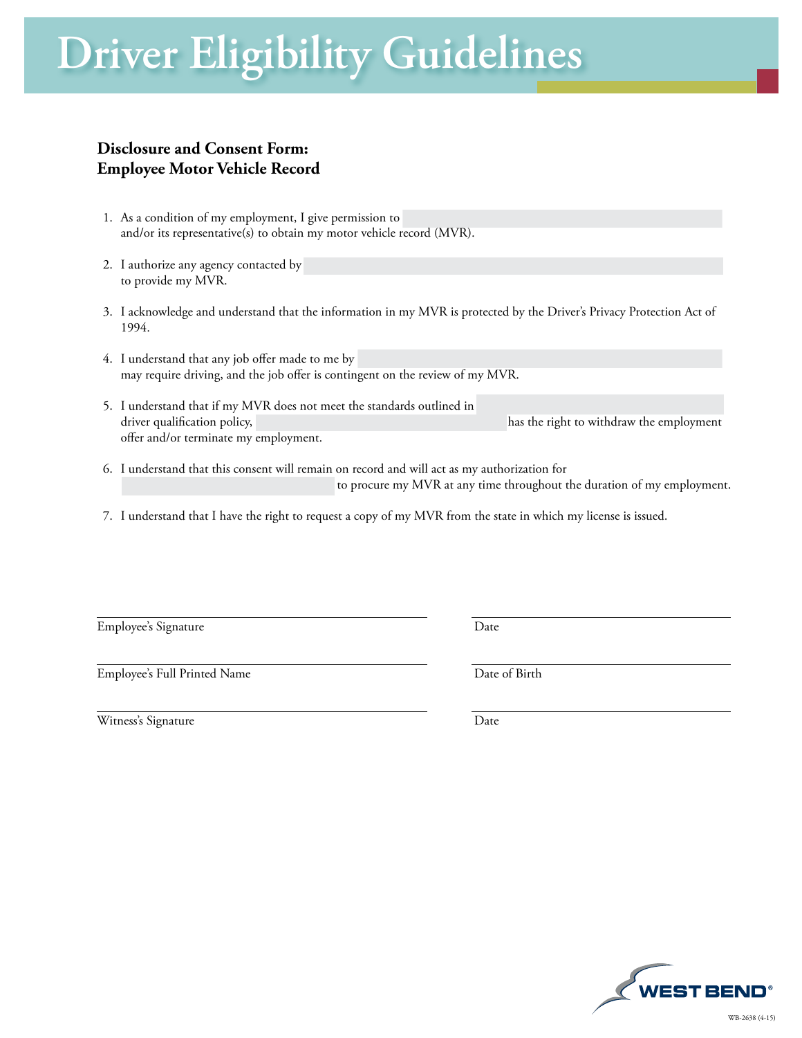# Driver Eligibility Guidelines

## Disclosure and Consent Form: Employee Motor Vehicle Record

1. As a condition of my employment, I give permission to ______________________ and/or its representative(s) to obtain my motor vehicle record (MVR).

2. I authorize any agency contacted by ______________________ to provide my MVR.

3. I acknowledge and understand that the information in my MVR is protected by the Driver's Privacy Protection Act of 1994.

4. I understand that any job offer made to me by ______________________ may require driving, and the job offer is contingent on the review of my MVR.

5. I understand that if my MVR does not meet the standards outlined in ______________________ driver qualification policy, ______________________ has the right to withdraw the employment offer and/or terminate my employment.

6. I understand that this consent will remain on record and will act as my authorization for ______________________ to procure my MVR at any time throughout the duration of my employment.

7. I understand that I have the right to request a copy of my MVR from the state in which my license is issued.

| | |
|---|---|
| Employee's Signature | Date |
| Employee's Full Printed Name | Date of Birth |
| Witness's Signature | Date |

WEST BEND®

WB-2638 (4-15)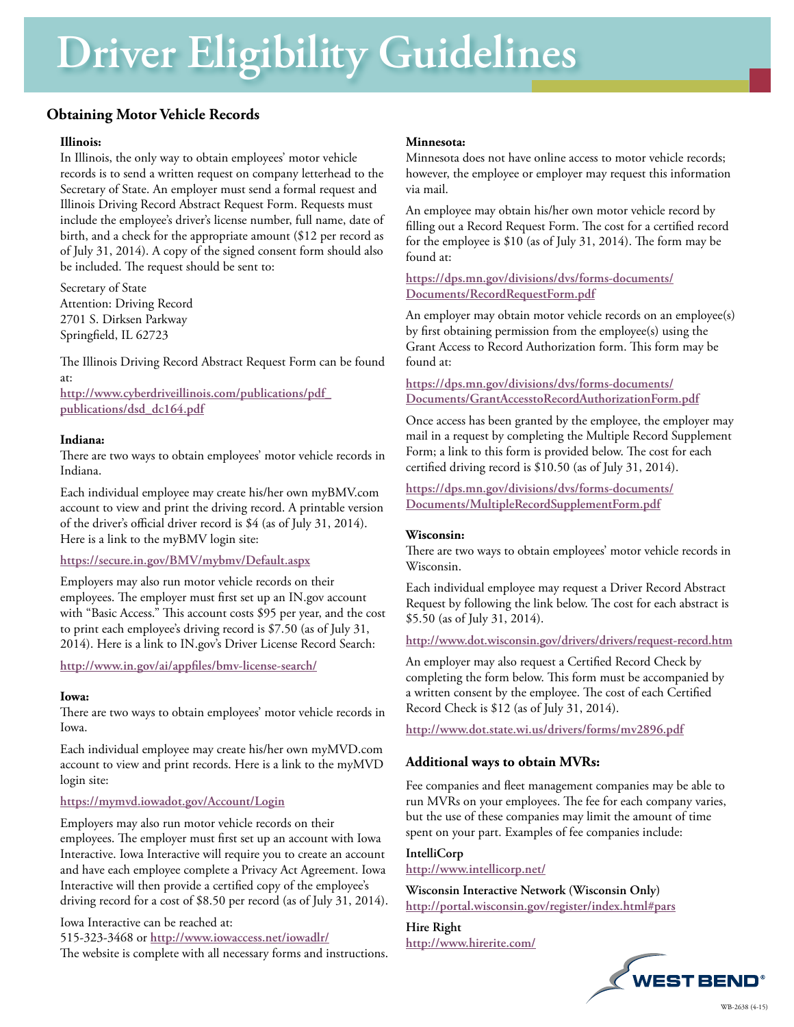# Driver Eligibility Guidelines

## Obtaining Motor Vehicle Records

**Illinois:**

In Illinois, the only way to obtain employees' motor vehicle records is to send a written request on company letterhead to the Secretary of State. An employer must send a formal request and Illinois Driving Record Abstract Request Form. Requests must include the employee's driver's license number, full name, date of birth, and a check for the appropriate amount ($12 per record as of July 31, 2014). A copy of the signed consent form should also be included. The request should be sent to:

Secretary of State
Attention: Driving Record
2701 S. Dirksen Parkway
Springfield, IL 62723

The Illinois Driving Record Abstract Request Form can be found at:
**http://www.cyberdriveillinois.com/publications/pdf_publications/dsd_dc164.pdf**

**Indiana:**

There are two ways to obtain employees' motor vehicle records in Indiana.

Each individual employee may create his/her own myBMV.com account to view and print the driving record. A printable version of the driver's official driver record is $4 (as of July 31, 2014). Here is a link to the myBMV login site:

**https://secure.in.gov/BMV/mybmv/Default.aspx**

Employers may also run motor vehicle records on their employees. The employer must first set up an IN.gov account with "Basic Access." This account costs $95 per year, and the cost to print each employee's driving record is $7.50 (as of July 31, 2014). Here is a link to IN.gov's Driver License Record Search:

**http://www.in.gov/ai/appfiles/bmv-license-search/**

**Iowa:**

There are two ways to obtain employees' motor vehicle records in Iowa.

Each individual employee may create his/her own myMVD.com account to view and print records. Here is a link to the myMVD login site:

**https://mymvd.iowadot.gov/Account/Login**

Employers may also run motor vehicle records on their employees. The employer must first set up an account with Iowa Interactive. Iowa Interactive will require you to create an account and have each employee complete a Privacy Act Agreement. Iowa Interactive will then provide a certified copy of the employee's driving record for a cost of $8.50 per record (as of July 31, 2014).

Iowa Interactive can be reached at:
515-323-3468 or **http://www.iowaccess.net/iowadlr/**
The website is complete with all necessary forms and instructions.

**Minnesota:**

Minnesota does not have online access to motor vehicle records; however, the employee or employer may request this information via mail.

An employee may obtain his/her own motor vehicle record by filling out a Record Request Form. The cost for a certified record for the employee is $10 (as of July 31, 2014). The form may be found at:

**https://dps.mn.gov/divisions/dvs/forms-documents/Documents/RecordRequestForm.pdf**

An employer may obtain motor vehicle records on an employee(s) by first obtaining permission from the employee(s) using the Grant Access to Record Authorization form. This form may be found at:

**https://dps.mn.gov/divisions/dvs/forms-documents/Documents/GrantAccesstoRecordAuthorizationForm.pdf**

Once access has been granted by the employee, the employer may mail in a request by completing the Multiple Record Supplement Form; a link to this form is provided below. The cost for each certified driving record is $10.50 (as of July 31, 2014).

**https://dps.mn.gov/divisions/dvs/forms-documents/Documents/MultipleRecordSupplementForm.pdf**

**Wisconsin:**

There are two ways to obtain employees' motor vehicle records in Wisconsin.

Each individual employee may request a Driver Record Abstract Request by following the link below. The cost for each abstract is $5.50 (as of July 31, 2014).

**http://www.dot.wisconsin.gov/drivers/drivers/request-record.htm**

An employer may also request a Certified Record Check by completing the form below. This form must be accompanied by a written consent by the employee. The cost of each Certified Record Check is $12 (as of July 31, 2014).

**http://www.dot.state.wi.us/drivers/forms/mv2896.pdf**

### Additional ways to obtain MVRs:

Fee companies and fleet management companies may be able to run MVRs on your employees. The fee for each company varies, but the use of these companies may limit the amount of time spent on your part. Examples of fee companies include:

**IntelliCorp**
**http://www.intellicorp.net/**

**Wisconsin Interactive Network (Wisconsin Only)**
**http://portal.wisconsin.gov/register/index.html#pars**

**Hire Right**
**http://www.hirerite.com/**

WEST BEND®

WB-2638 (4-15)